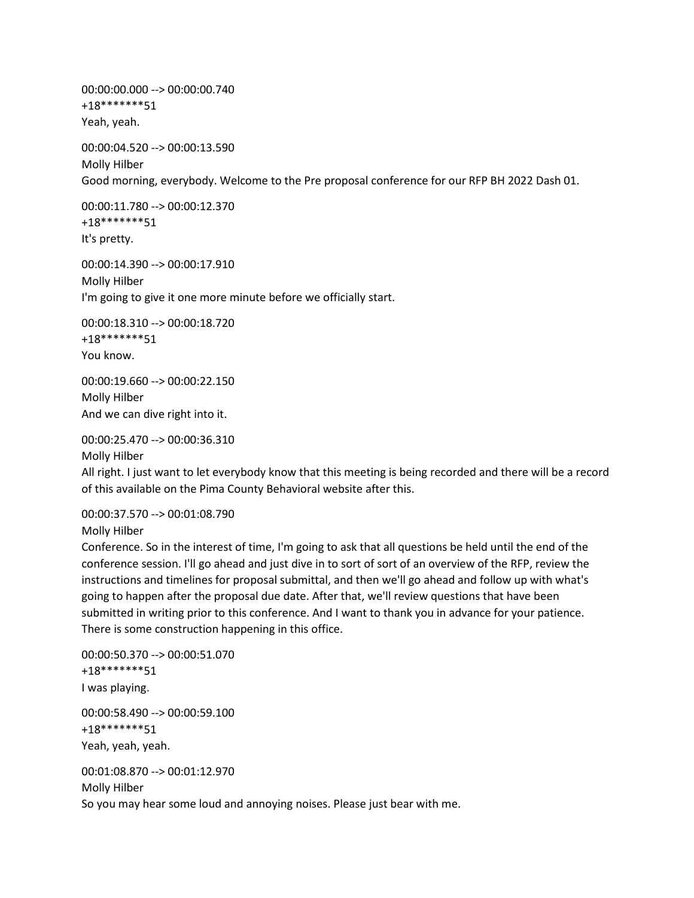00:00:00.000 --> 00:00:00.740
+18*******51
Yeah, yeah.

00:00:04.520 --> 00:00:13.590
Molly Hilber
Good morning, everybody. Welcome to the Pre proposal conference for our RFP BH 2022 Dash 01.

00:00:11.780 --> 00:00:12.370
+18*******51
It's pretty.

00:00:14.390 --> 00:00:17.910
Molly Hilber
I'm going to give it one more minute before we officially start.

00:00:18.310 --> 00:00:18.720
+18*******51
You know.

00:00:19.660 --> 00:00:22.150
Molly Hilber
And we can dive right into it.

00:00:25.470 --> 00:00:36.310
Molly Hilber
All right. I just want to let everybody know that this meeting is being recorded and there will be a record of this available on the Pima County Behavioral website after this.

00:00:37.570 --> 00:01:08.790
Molly Hilber
Conference. So in the interest of time, I'm going to ask that all questions be held until the end of the conference session. I'll go ahead and just dive in to sort of sort of an overview of the RFP, review the instructions and timelines for proposal submittal, and then we'll go ahead and follow up with what's going to happen after the proposal due date. After that, we'll review questions that have been submitted in writing prior to this conference. And I want to thank you in advance for your patience. There is some construction happening in this office.

00:00:50.370 --> 00:00:51.070
+18*******51
I was playing.

00:00:58.490 --> 00:00:59.100
+18*******51
Yeah, yeah, yeah.

00:01:08.870 --> 00:01:12.970
Molly Hilber
So you may hear some loud and annoying noises. Please just bear with me.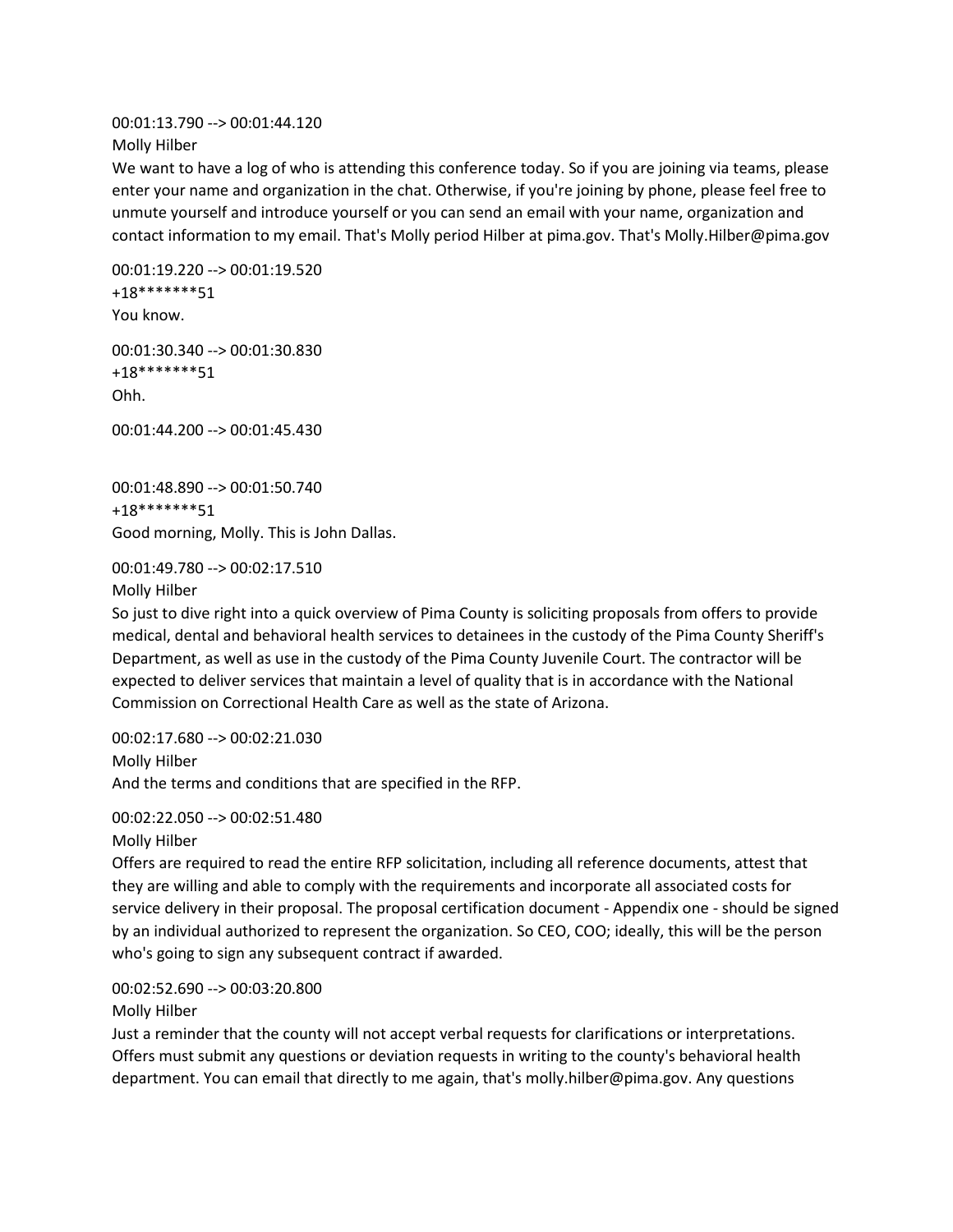00:01:13.790 --> 00:01:44.120
Molly Hilber
We want to have a log of who is attending this conference today. So if you are joining via teams, please enter your name and organization in the chat. Otherwise, if you're joining by phone, please feel free to unmute yourself and introduce yourself or you can send an email with your name, organization and contact information to my email. That's Molly period Hilber at pima.gov. That's Molly.Hilber@pima.gov

00:01:19.220 --> 00:01:19.520
+18*******51
You know.

00:01:30.340 --> 00:01:30.830
+18*******51
Ohh.

00:01:44.200 --> 00:01:45.430

00:01:48.890 --> 00:01:50.740
+18*******51
Good morning, Molly. This is John Dallas.

00:01:49.780 --> 00:02:17.510
Molly Hilber
So just to dive right into a quick overview of Pima County is soliciting proposals from offers to provide medical, dental and behavioral health services to detainees in the custody of the Pima County Sheriff's Department, as well as use in the custody of the Pima County Juvenile Court. The contractor will be expected to deliver services that maintain a level of quality that is in accordance with the National Commission on Correctional Health Care as well as the state of Arizona.

00:02:17.680 --> 00:02:21.030
Molly Hilber
And the terms and conditions that are specified in the RFP.

00:02:22.050 --> 00:02:51.480
Molly Hilber
Offers are required to read the entire RFP solicitation, including all reference documents, attest that they are willing and able to comply with the requirements and incorporate all associated costs for service delivery in their proposal. The proposal certification document - Appendix one - should be signed by an individual authorized to represent the organization. So CEO, COO; ideally, this will be the person who's going to sign any subsequent contract if awarded.

00:02:52.690 --> 00:03:20.800
Molly Hilber
Just a reminder that the county will not accept verbal requests for clarifications or interpretations. Offers must submit any questions or deviation requests in writing to the county's behavioral health department. You can email that directly to me again, that's molly.hilber@pima.gov. Any questions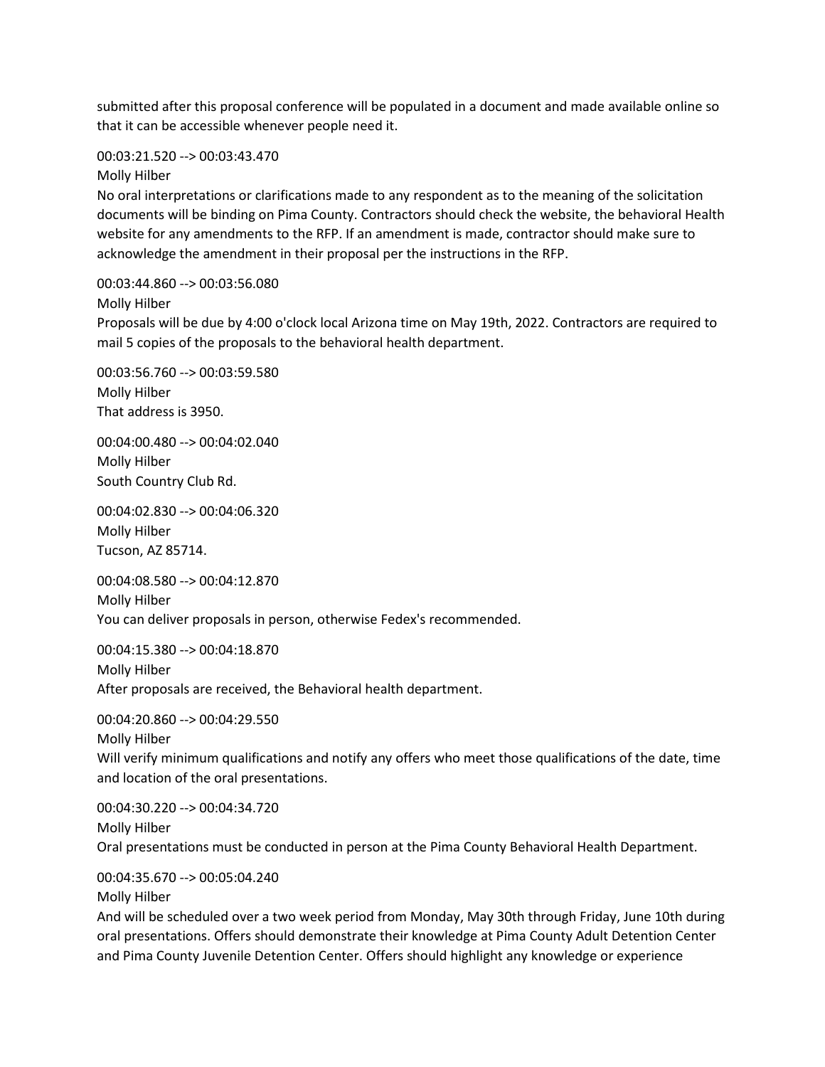submitted after this proposal conference will be populated in a document and made available online so that it can be accessible whenever people need it.

00:03:21.520 --> 00:03:43.470
Molly Hilber
No oral interpretations or clarifications made to any respondent as to the meaning of the solicitation documents will be binding on Pima County. Contractors should check the website, the behavioral Health website for any amendments to the RFP. If an amendment is made, contractor should make sure to acknowledge the amendment in their proposal per the instructions in the RFP.

00:03:44.860 --> 00:03:56.080
Molly Hilber
Proposals will be due by 4:00 o'clock local Arizona time on May 19th, 2022. Contractors are required to mail 5 copies of the proposals to the behavioral health department.

00:03:56.760 --> 00:03:59.580
Molly Hilber
That address is 3950.

00:04:00.480 --> 00:04:02.040
Molly Hilber
South Country Club Rd.

00:04:02.830 --> 00:04:06.320
Molly Hilber
Tucson, AZ 85714.

00:04:08.580 --> 00:04:12.870
Molly Hilber
You can deliver proposals in person, otherwise Fedex's recommended.

00:04:15.380 --> 00:04:18.870
Molly Hilber
After proposals are received, the Behavioral health department.

00:04:20.860 --> 00:04:29.550
Molly Hilber
Will verify minimum qualifications and notify any offers who meet those qualifications of the date, time and location of the oral presentations.

00:04:30.220 --> 00:04:34.720
Molly Hilber
Oral presentations must be conducted in person at the Pima County Behavioral Health Department.

00:04:35.670 --> 00:05:04.240
Molly Hilber
And will be scheduled over a two week period from Monday, May 30th through Friday, June 10th during oral presentations. Offers should demonstrate their knowledge at Pima County Adult Detention Center and Pima County Juvenile Detention Center. Offers should highlight any knowledge or experience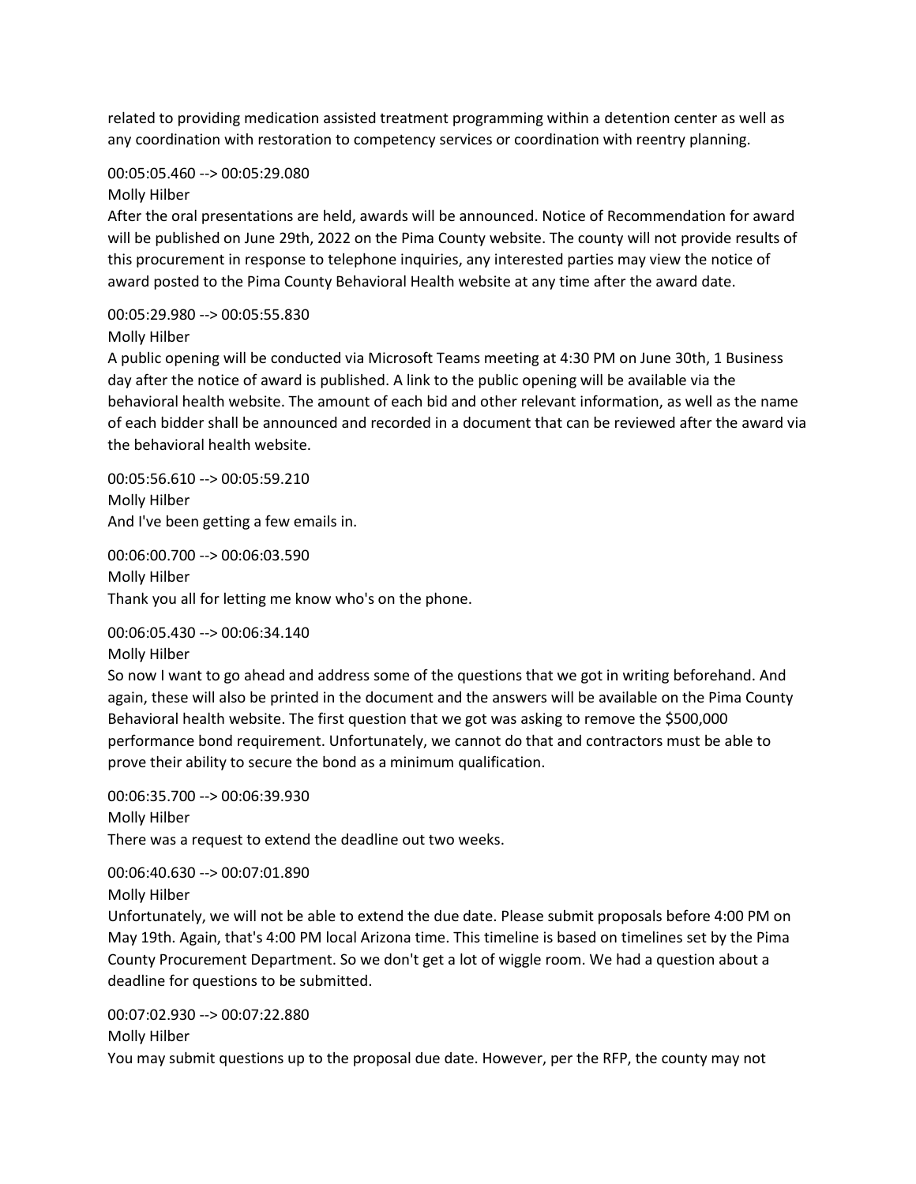related to providing medication assisted treatment programming within a detention center as well as any coordination with restoration to competency services or coordination with reentry planning.

00:05:05.460 --> 00:05:29.080
Molly Hilber
After the oral presentations are held, awards will be announced. Notice of Recommendation for award will be published on June 29th, 2022 on the Pima County website. The county will not provide results of this procurement in response to telephone inquiries, any interested parties may view the notice of award posted to the Pima County Behavioral Health website at any time after the award date.

00:05:29.980 --> 00:05:55.830
Molly Hilber
A public opening will be conducted via Microsoft Teams meeting at 4:30 PM on June 30th, 1 Business day after the notice of award is published. A link to the public opening will be available via the behavioral health website. The amount of each bid and other relevant information, as well as the name of each bidder shall be announced and recorded in a document that can be reviewed after the award via the behavioral health website.

00:05:56.610 --> 00:05:59.210
Molly Hilber
And I've been getting a few emails in.

00:06:00.700 --> 00:06:03.590
Molly Hilber
Thank you all for letting me know who's on the phone.

00:06:05.430 --> 00:06:34.140
Molly Hilber
So now I want to go ahead and address some of the questions that we got in writing beforehand. And again, these will also be printed in the document and the answers will be available on the Pima County Behavioral health website. The first question that we got was asking to remove the $500,000 performance bond requirement. Unfortunately, we cannot do that and contractors must be able to prove their ability to secure the bond as a minimum qualification.

00:06:35.700 --> 00:06:39.930
Molly Hilber
There was a request to extend the deadline out two weeks.

00:06:40.630 --> 00:07:01.890
Molly Hilber
Unfortunately, we will not be able to extend the due date. Please submit proposals before 4:00 PM on May 19th. Again, that's 4:00 PM local Arizona time. This timeline is based on timelines set by the Pima County Procurement Department. So we don't get a lot of wiggle room. We had a question about a deadline for questions to be submitted.

00:07:02.930 --> 00:07:22.880
Molly Hilber
You may submit questions up to the proposal due date. However, per the RFP, the county may not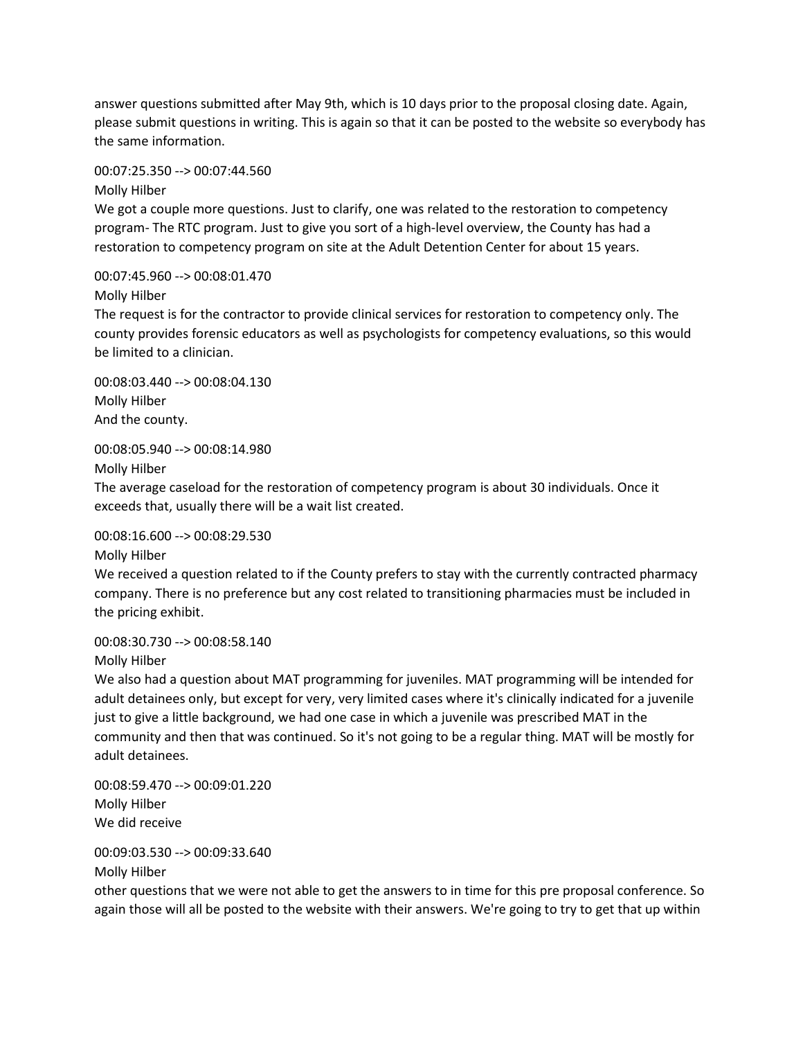answer questions submitted after May 9th, which is 10 days prior to the proposal closing date. Again, please submit questions in writing. This is again so that it can be posted to the website so everybody has the same information.

00:07:25.350 --> 00:07:44.560
Molly Hilber
We got a couple more questions. Just to clarify, one was related to the restoration to competency program- The RTC program. Just to give you sort of a high-level overview, the County has had a restoration to competency program on site at the Adult Detention Center for about 15 years.

00:07:45.960 --> 00:08:01.470
Molly Hilber
The request is for the contractor to provide clinical services for restoration to competency only. The county provides forensic educators as well as psychologists for competency evaluations, so this would be limited to a clinician.

00:08:03.440 --> 00:08:04.130
Molly Hilber
And the county.

00:08:05.940 --> 00:08:14.980
Molly Hilber
The average caseload for the restoration of competency program is about 30 individuals. Once it exceeds that, usually there will be a wait list created.

00:08:16.600 --> 00:08:29.530
Molly Hilber
We received a question related to if the County prefers to stay with the currently contracted pharmacy company. There is no preference but any cost related to transitioning pharmacies must be included in the pricing exhibit.

00:08:30.730 --> 00:08:58.140
Molly Hilber
We also had a question about MAT programming for juveniles. MAT programming will be intended for adult detainees only, but except for very, very limited cases where it's clinically indicated for a juvenile just to give a little background, we had one case in which a juvenile was prescribed MAT in the community and then that was continued. So it's not going to be a regular thing. MAT will be mostly for adult detainees.

00:08:59.470 --> 00:09:01.220
Molly Hilber
We did receive

00:09:03.530 --> 00:09:33.640
Molly Hilber
other questions that we were not able to get the answers to in time for this pre proposal conference. So again those will all be posted to the website with their answers. We're going to try to get that up within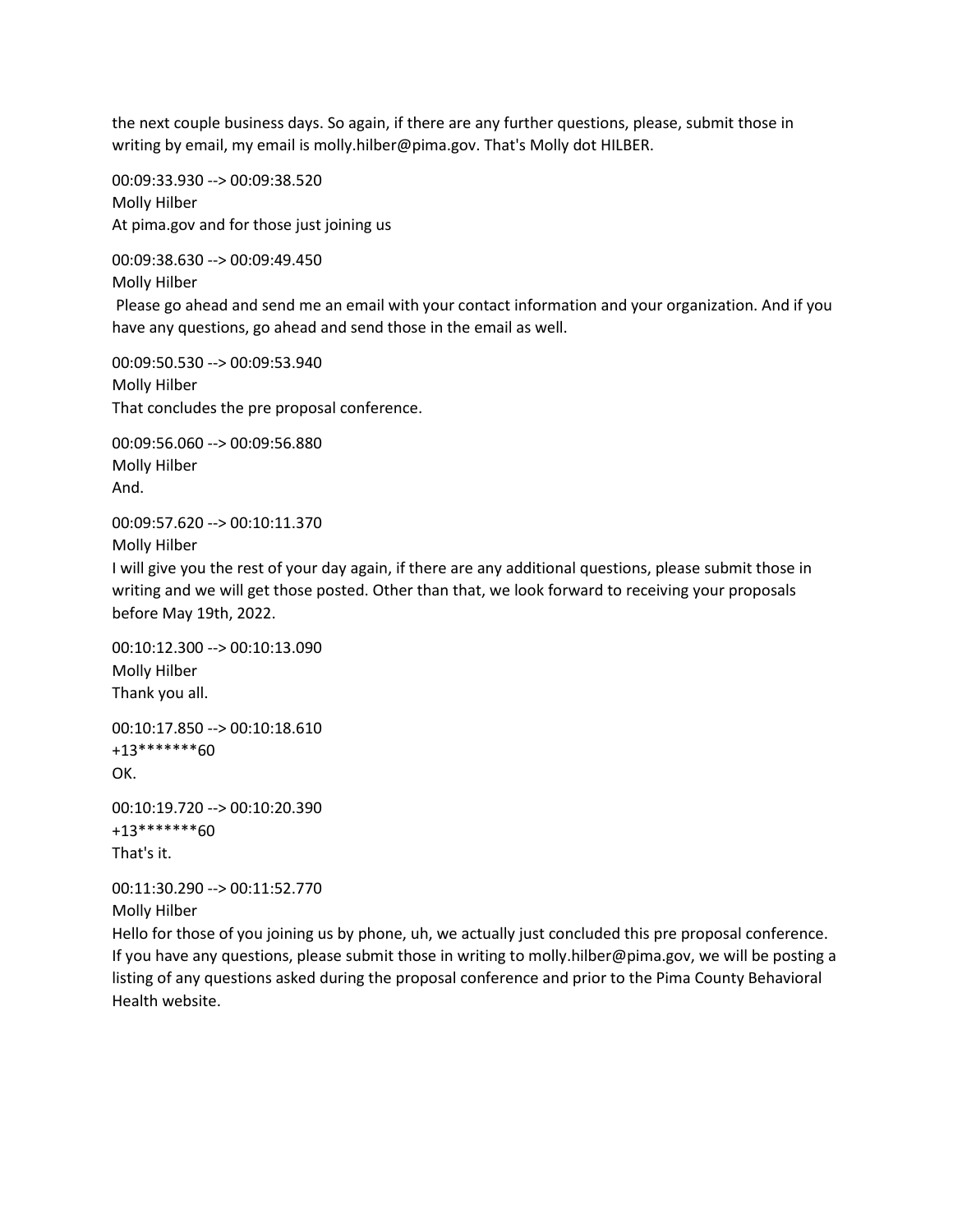the next couple business days. So again, if there are any further questions, please, submit those in writing by email, my email is molly.hilber@pima.gov. That's Molly dot HILBER.

00:09:33.930 --> 00:09:38.520
Molly Hilber
At pima.gov and for those just joining us

00:09:38.630 --> 00:09:49.450
Molly Hilber
Please go ahead and send me an email with your contact information and your organization. And if you have any questions, go ahead and send those in the email as well.

00:09:50.530 --> 00:09:53.940
Molly Hilber
That concludes the pre proposal conference.

00:09:56.060 --> 00:09:56.880
Molly Hilber
And.

00:09:57.620 --> 00:10:11.370
Molly Hilber
I will give you the rest of your day again, if there are any additional questions, please submit those in writing and we will get those posted. Other than that, we look forward to receiving your proposals before May 19th, 2022.

00:10:12.300 --> 00:10:13.090
Molly Hilber
Thank you all.

00:10:17.850 --> 00:10:18.610
+13*******60
OK.

00:10:19.720 --> 00:10:20.390
+13*******60
That's it.

00:11:30.290 --> 00:11:52.770
Molly Hilber
Hello for those of you joining us by phone, uh, we actually just concluded this pre proposal conference. If you have any questions, please submit those in writing to molly.hilber@pima.gov, we will be posting a listing of any questions asked during the proposal conference and prior to the Pima County Behavioral Health website.